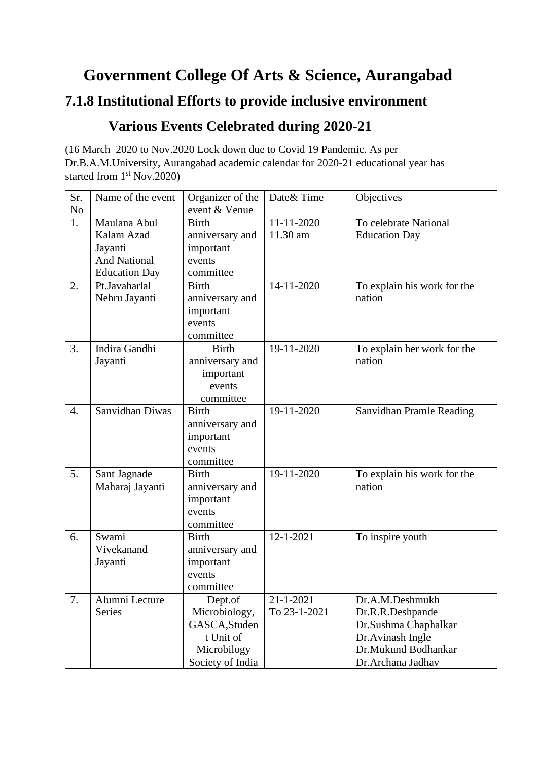# Government College Of Arts & Science, Aurangabad

## 7.1.8 Institutional Efforts to provide inclusive environment

## Various Events Celebrated during 2020-21

(16 March 2020 to Nov.2020 Lock down due to Covid 19 Pandemic. As per Dr.B.A.M.University, Aurangabad academic calendar for 2020-21 educational year has started from 1st Nov.2020)

| Sr. No | Name of the event | Organizer of the event & Venue | Date& Time | Objectives |
|---|---|---|---|---|
| 1. | Maulana Abul Kalam Azad Jayanti And National Education Day | Birth anniversary and important events committee | 11-11-2020 11.30 am | To celebrate National Education Day |
| 2. | Pt.Javaharlal Nehru Jayanti | Birth anniversary and important events committee | 14-11-2020 | To explain his work for the nation |
| 3. | Indira Gandhi Jayanti | Birth anniversary and important events committee | 19-11-2020 | To explain her work for the nation |
| 4. | Sanvidhan Diwas | Birth anniversary and important events committee | 19-11-2020 | Sanvidhan Pramle Reading |
| 5. | Sant Jagnade Maharaj Jayanti | Birth anniversary and important events committee | 19-11-2020 | To explain his work for the nation |
| 6. | Swami Vivekanand Jayanti | Birth anniversary and important events committee | 12-1-2021 | To inspire youth |
| 7. | Alumni Lecture Series | Dept.of Microbiology, GASCA,Student Unit of Microbilogy Society of India | 21-1-2021 To 23-1-2021 | Dr.A.M.Deshmukh Dr.R.R.Deshpande Dr.Sushma Chaphalkar Dr.Avinash Ingle Dr.Mukund Bodhankar Dr.Archana Jadhav |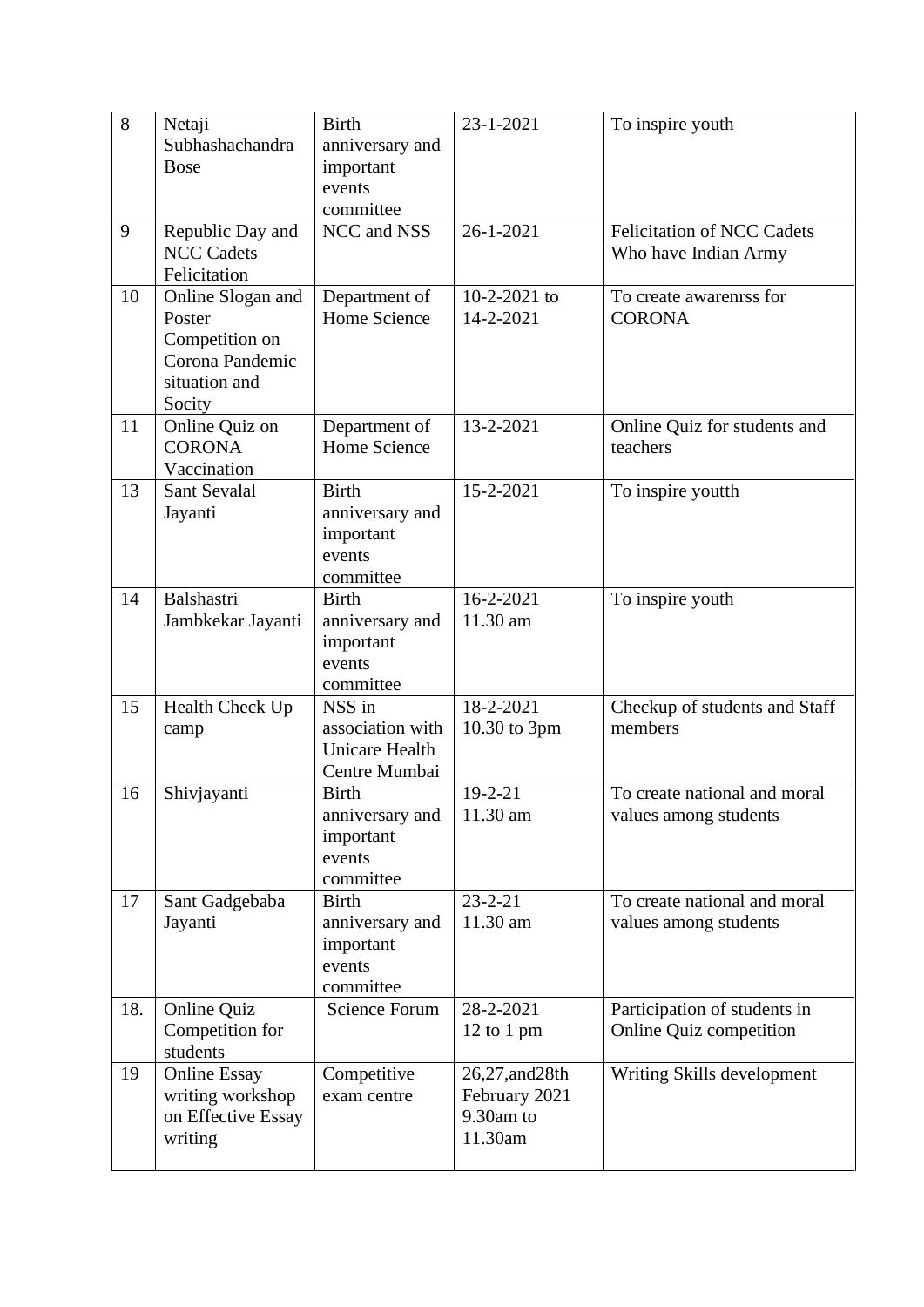| 8 | Netaji Subhashachandra Bose | Birth anniversary and important events committee | 23-1-2021 | To inspire youth |
|---|---|---|---|---|
| 9 | Republic Day and NCC Cadets Felicitation | NCC and NSS | 26-1-2021 | Felicitation of NCC Cadets Who have Indian Army |
| 10 | Online Slogan and Poster Competition on Corona Pandemic situation and Socity | Department of Home Science | 10-2-2021 to 14-2-2021 | To create awarenrss for CORONA |
| 11 | Online Quiz on CORONA Vaccination | Department of Home Science | 13-2-2021 | Online Quiz for students and teachers |
| 13 | Sant Sevalal Jayanti | Birth anniversary and important events committee | 15-2-2021 | To inspire youtth |
| 14 | Balshastri Jambkekar Jayanti | Birth anniversary and important events committee | 16-2-2021 11.30 am | To inspire youth |
| 15 | Health Check Up camp | NSS in association with Unicare Health Centre Mumbai | 18-2-2021 10.30 to 3pm | Checkup of students and Staff members |
| 16 | Shivjayanti | Birth anniversary and important events committee | 19-2-21 11.30 am | To create national and moral values among students |
| 17 | Sant Gadgebaba Jayanti | Birth anniversary and important events committee | 23-2-21 11.30 am | To create national and moral values among students |
| 18. | Online Quiz Competition for students | Science Forum | 28-2-2021 12 to 1 pm | Participation of students in Online Quiz competition |
| 19 | Online Essay writing workshop on Effective Essay writing | Competitive exam centre | 26,27,and28th February 2021 9.30am to 11.30am | Writing Skills development |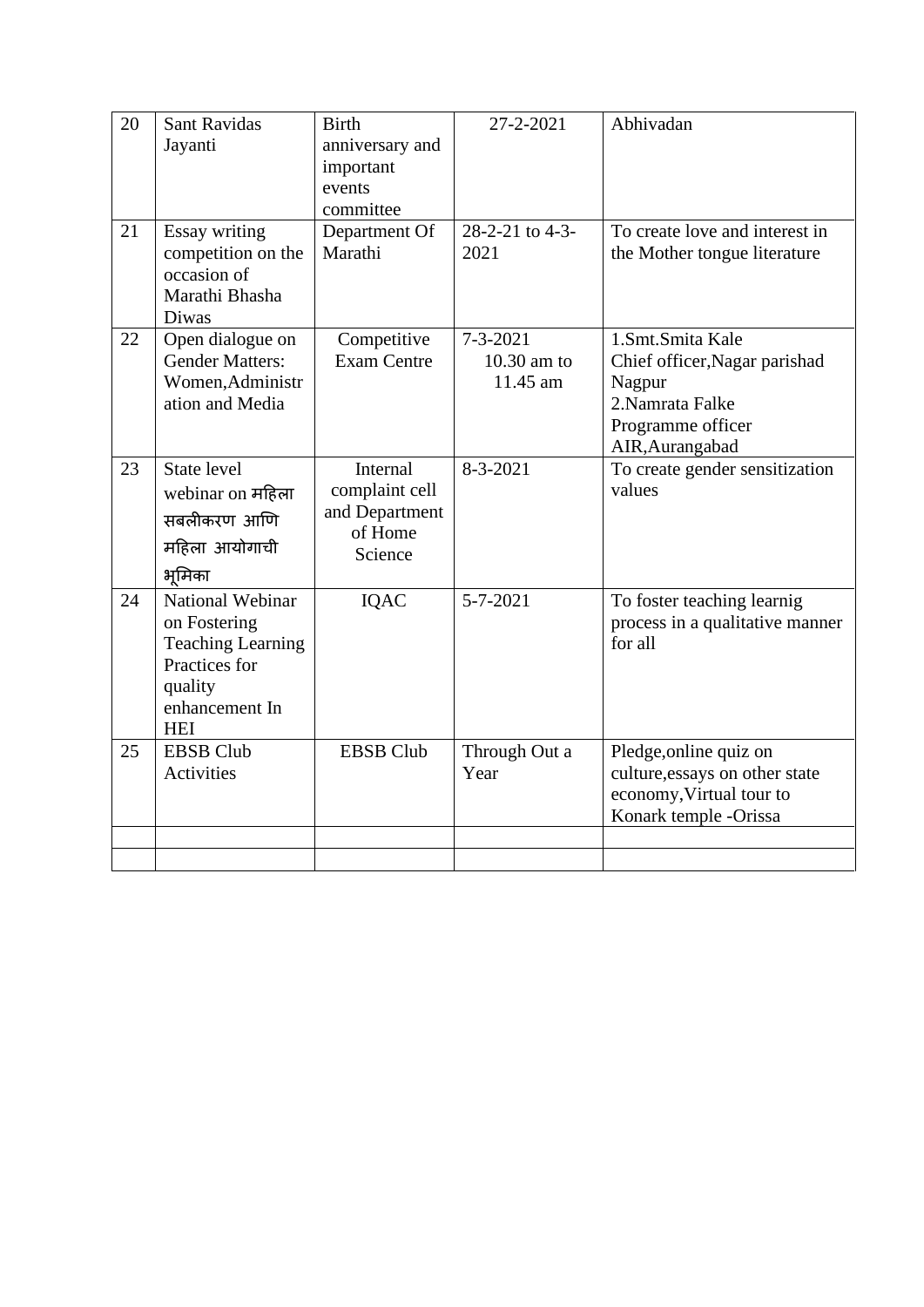| | | | | |
|---|---|---|---|---|
| 20 | Sant Ravidas Jayanti | Birth anniversary and important events committee | 27-2-2021 | Abhivadan |
| 21 | Essay writing competition on the occasion of Marathi Bhasha Diwas | Department Of Marathi | 28-2-21 to 4-3-2021 | To create love and interest in the Mother tongue literature |
| 22 | Open dialogue on Gender Matters: Women,Administration and Media | Competitive Exam Centre | 7-3-2021 10.30 am to 11.45 am | 1.Smt.Smita Kale Chief officer,Nagar parishad Nagpur 2.Namrata Falke Programme officer AIR,Aurangabad |
| 23 | State level webinar on महिला सबलीकरण आणि महिला आयोगाची भूमिका | Internal complaint cell and Department of Home Science | 8-3-2021 | To create gender sensitization values |
| 24 | National Webinar on Fostering Teaching Learning Practices for quality enhancement In HEI | IQAC | 5-7-2021 | To foster teaching learnig process in a qualitative manner for all |
| 25 | EBSB Club Activities | EBSB Club | Through Out a Year | Pledge,online quiz on culture,essays on other state economy,Virtual tour to Konark temple -Orissa |
| | | | | |
| | | | | |